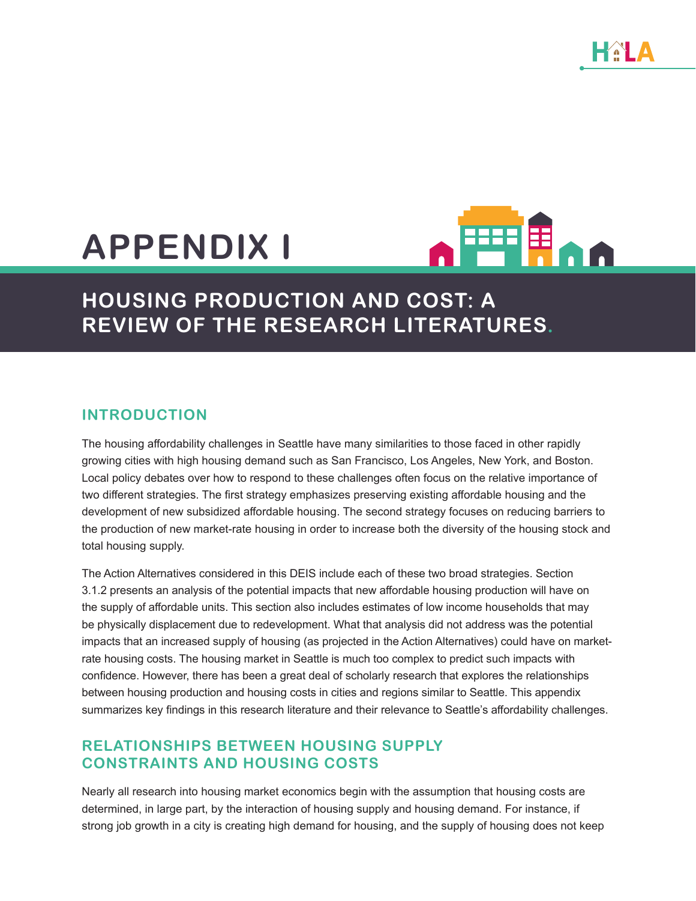# APPENDIX I

## HOUSING PRODUCTION AND COST: A REVIEW OF THE RESEARCH LITERATURES.

### INTRODUCTION

The housing affordability challenges in Seattle have many similarities to those faced in other rapidly growing cities with high housing demand such as San Francisco, Los Angeles, New York, and Boston. Local policy debates over how to respond to these challenges often focus on the relative importance of two different strategies. The first strategy emphasizes preserving existing affordable housing and the development of new subsidized affordable housing. The second strategy focuses on reducing barriers to the production of new market-rate housing in order to increase both the diversity of the housing stock and total housing supply.

The Action Alternatives considered in this DEIS include each of these two broad strategies. Section 3.1.2 presents an analysis of the potential impacts that new affordable housing production will have on the supply of affordable units. This section also includes estimates of low income households that may be physically displacement due to redevelopment. What that analysis did not address was the potential impacts that an increased supply of housing (as projected in the Action Alternatives) could have on market-rate housing costs. The housing market in Seattle is much too complex to predict such impacts with confidence. However, there has been a great deal of scholarly research that explores the relationships between housing production and housing costs in cities and regions similar to Seattle. This appendix summarizes key findings in this research literature and their relevance to Seattle's affordability challenges.

### RELATIONSHIPS BETWEEN HOUSING SUPPLY CONSTRAINTS AND HOUSING COSTS

Nearly all research into housing market economics begin with the assumption that housing costs are determined, in large part, by the interaction of housing supply and housing demand. For instance, if strong job growth in a city is creating high demand for housing, and the supply of housing does not keep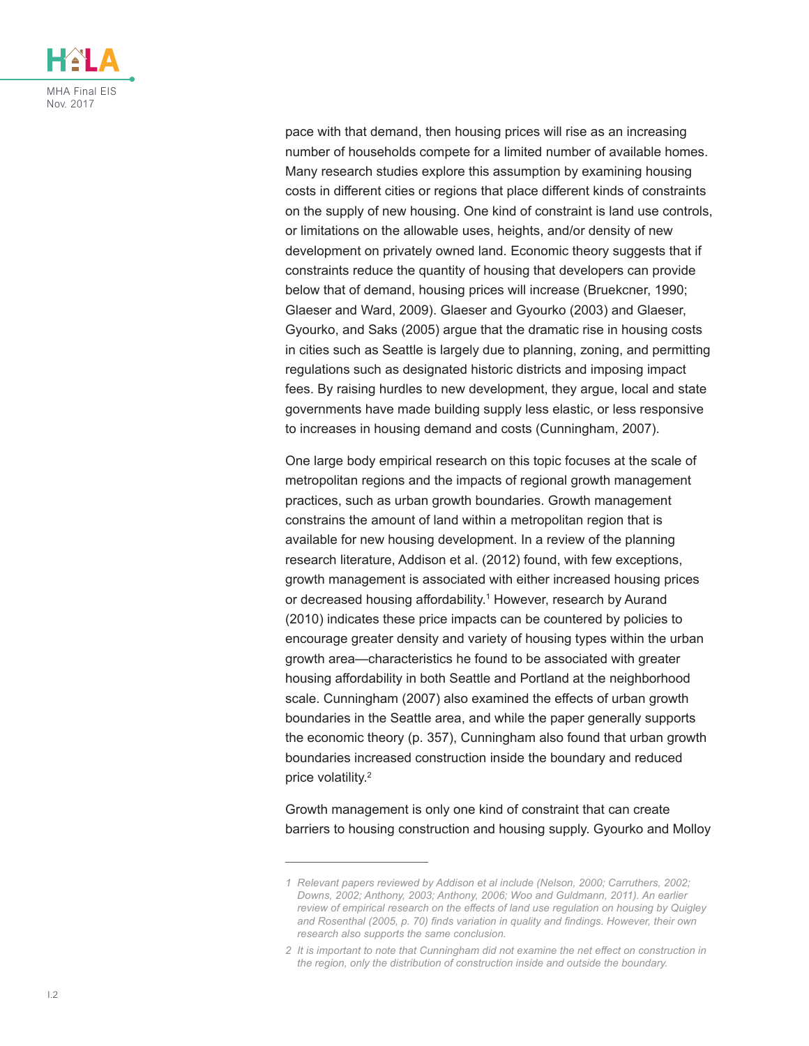pace with that demand, then housing prices will rise as an increasing number of households compete for a limited number of available homes. Many research studies explore this assumption by examining housing costs in different cities or regions that place different kinds of constraints on the supply of new housing. One kind of constraint is land use controls, or limitations on the allowable uses, heights, and/or density of new development on privately owned land. Economic theory suggests that if constraints reduce the quantity of housing that developers can provide below that of demand, housing prices will increase (Bruekcner, 1990; Glaeser and Ward, 2009). Glaeser and Gyourko (2003) and Glaeser, Gyourko, and Saks (2005) argue that the dramatic rise in housing costs in cities such as Seattle is largely due to planning, zoning, and permitting regulations such as designated historic districts and imposing impact fees. By raising hurdles to new development, they argue, local and state governments have made building supply less elastic, or less responsive to increases in housing demand and costs (Cunningham, 2007).

One large body empirical research on this topic focuses at the scale of metropolitan regions and the impacts of regional growth management practices, such as urban growth boundaries. Growth management constrains the amount of land within a metropolitan region that is available for new housing development. In a review of the planning research literature, Addison et al. (2012) found, with few exceptions, growth management is associated with either increased housing prices or decreased housing affordability.[1] However, research by Aurand (2010) indicates these price impacts can be countered by policies to encourage greater density and variety of housing types within the urban growth area—characteristics he found to be associated with greater housing affordability in both Seattle and Portland at the neighborhood scale. Cunningham (2007) also examined the effects of urban growth boundaries in the Seattle area, and while the paper generally supports the economic theory (p. 357), Cunningham also found that urban growth boundaries increased construction inside the boundary and reduced price volatility.[2]

Growth management is only one kind of constraint that can create barriers to housing construction and housing supply. Gyourko and Molloy

---

*1 Relevant papers reviewed by Addison et al include (Nelson, 2000; Carruthers, 2002; Downs, 2002; Anthony, 2003; Anthony, 2006; Woo and Guldmann, 2011). An earlier review of empirical research on the effects of land use regulation on housing by Quigley and Rosenthal (2005, p. 70) finds variation in quality and findings. However, their own research also supports the same conclusion.*

*2 It is important to note that Cunningham did not examine the net effect on construction in the region, only the distribution of construction inside and outside the boundary.*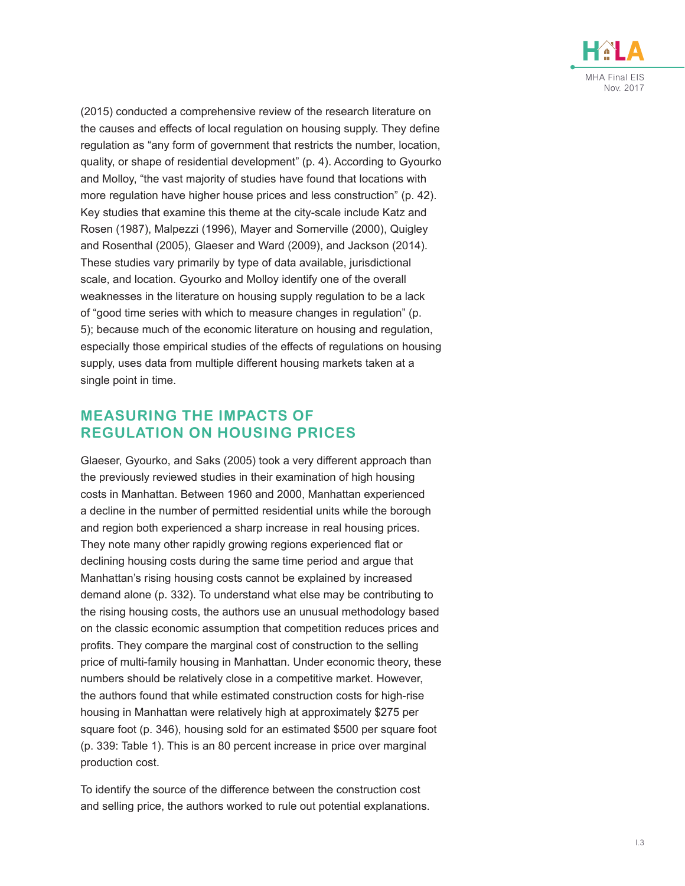(2015) conducted a comprehensive review of the research literature on the causes and effects of local regulation on housing supply. They define regulation as "any form of government that restricts the number, location, quality, or shape of residential development" (p. 4). According to Gyourko and Molloy, "the vast majority of studies have found that locations with more regulation have higher house prices and less construction" (p. 42). Key studies that examine this theme at the city-scale include Katz and Rosen (1987), Malpezzi (1996), Mayer and Somerville (2000), Quigley and Rosenthal (2005), Glaeser and Ward (2009), and Jackson (2014). These studies vary primarily by type of data available, jurisdictional scale, and location. Gyourko and Molloy identify one of the overall weaknesses in the literature on housing supply regulation to be a lack of "good time series with which to measure changes in regulation" (p. 5); because much of the economic literature on housing and regulation, especially those empirical studies of the effects of regulations on housing supply, uses data from multiple different housing markets taken at a single point in time.

## MEASURING THE IMPACTS OF REGULATION ON HOUSING PRICES

Glaeser, Gyourko, and Saks (2005) took a very different approach than the previously reviewed studies in their examination of high housing costs in Manhattan. Between 1960 and 2000, Manhattan experienced a decline in the number of permitted residential units while the borough and region both experienced a sharp increase in real housing prices. They note many other rapidly growing regions experienced flat or declining housing costs during the same time period and argue that Manhattan's rising housing costs cannot be explained by increased demand alone (p. 332). To understand what else may be contributing to the rising housing costs, the authors use an unusual methodology based on the classic economic assumption that competition reduces prices and profits. They compare the marginal cost of construction to the selling price of multi-family housing in Manhattan. Under economic theory, these numbers should be relatively close in a competitive market. However, the authors found that while estimated construction costs for high-rise housing in Manhattan were relatively high at approximately $275 per square foot (p. 346), housing sold for an estimated $500 per square foot (p. 339: Table 1). This is an 80 percent increase in price over marginal production cost.

To identify the source of the difference between the construction cost and selling price, the authors worked to rule out potential explanations.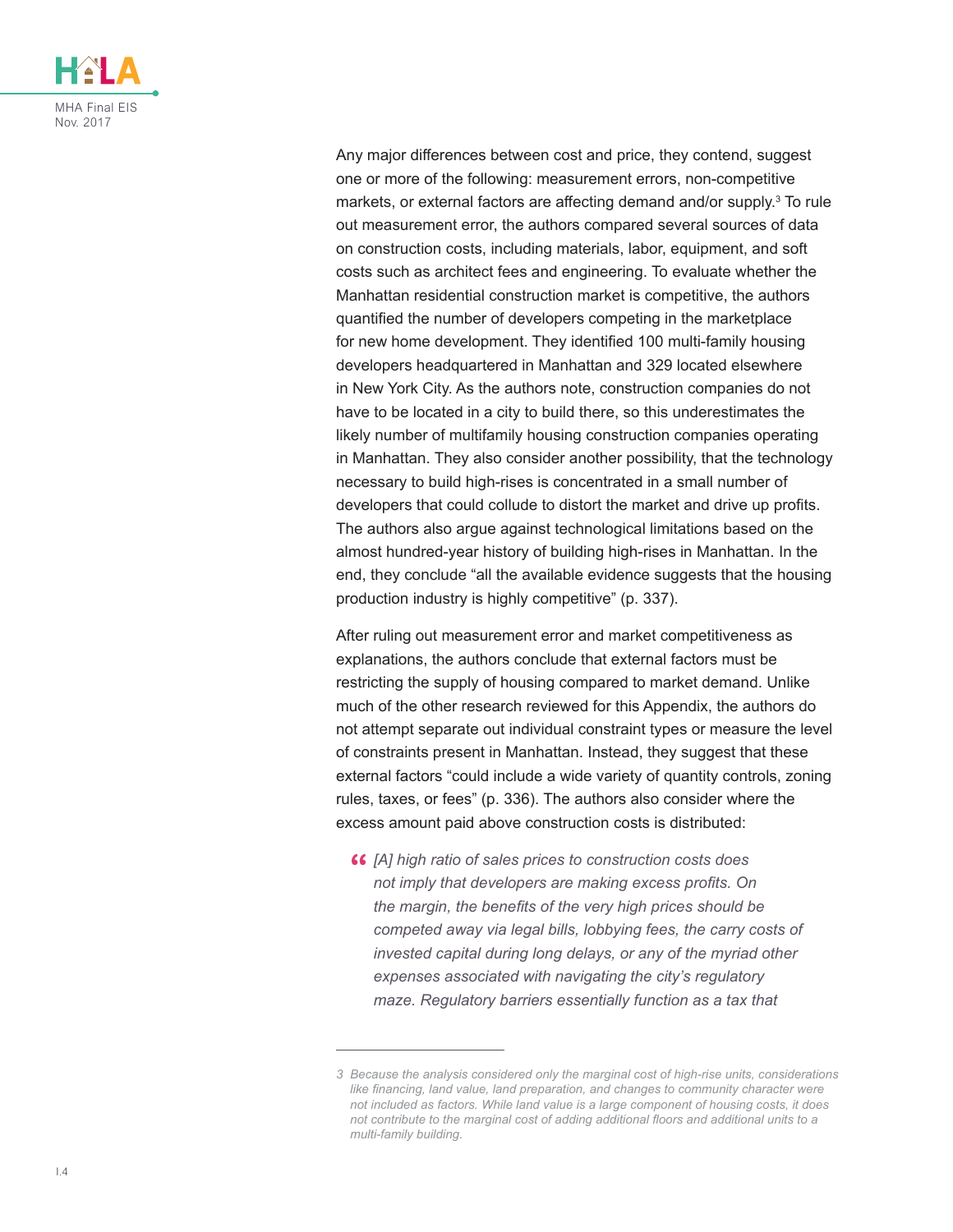Any major differences between cost and price, they contend, suggest one or more of the following: measurement errors, non-competitive markets, or external factors are affecting demand and/or supply.[3] To rule out measurement error, the authors compared several sources of data on construction costs, including materials, labor, equipment, and soft costs such as architect fees and engineering. To evaluate whether the Manhattan residential construction market is competitive, the authors quantified the number of developers competing in the marketplace for new home development. They identified 100 multi-family housing developers headquartered in Manhattan and 329 located elsewhere in New York City. As the authors note, construction companies do not have to be located in a city to build there, so this underestimates the likely number of multifamily housing construction companies operating in Manhattan. They also consider another possibility, that the technology necessary to build high-rises is concentrated in a small number of developers that could collude to distort the market and drive up profits. The authors also argue against technological limitations based on the almost hundred-year history of building high-rises in Manhattan. In the end, they conclude "all the available evidence suggests that the housing production industry is highly competitive" (p. 337).

After ruling out measurement error and market competitiveness as explanations, the authors conclude that external factors must be restricting the supply of housing compared to market demand. Unlike much of the other research reviewed for this Appendix, the authors do not attempt separate out individual constraint types or measure the level of constraints present in Manhattan. Instead, they suggest that these external factors "could include a wide variety of quantity controls, zoning rules, taxes, or fees" (p. 336). The authors also consider where the excess amount paid above construction costs is distributed:

> *[A] high ratio of sales prices to construction costs does not imply that developers are making excess profits. On the margin, the benefits of the very high prices should be competed away via legal bills, lobbying fees, the carry costs of invested capital during long delays, or any of the myriad other expenses associated with navigating the city's regulatory maze. Regulatory barriers essentially function as a tax that*

---

3 *Because the analysis considered only the marginal cost of high-rise units, considerations like financing, land value, land preparation, and changes to community character were not included as factors. While land value is a large component of housing costs, it does not contribute to the marginal cost of adding additional floors and additional units to a multi-family building.*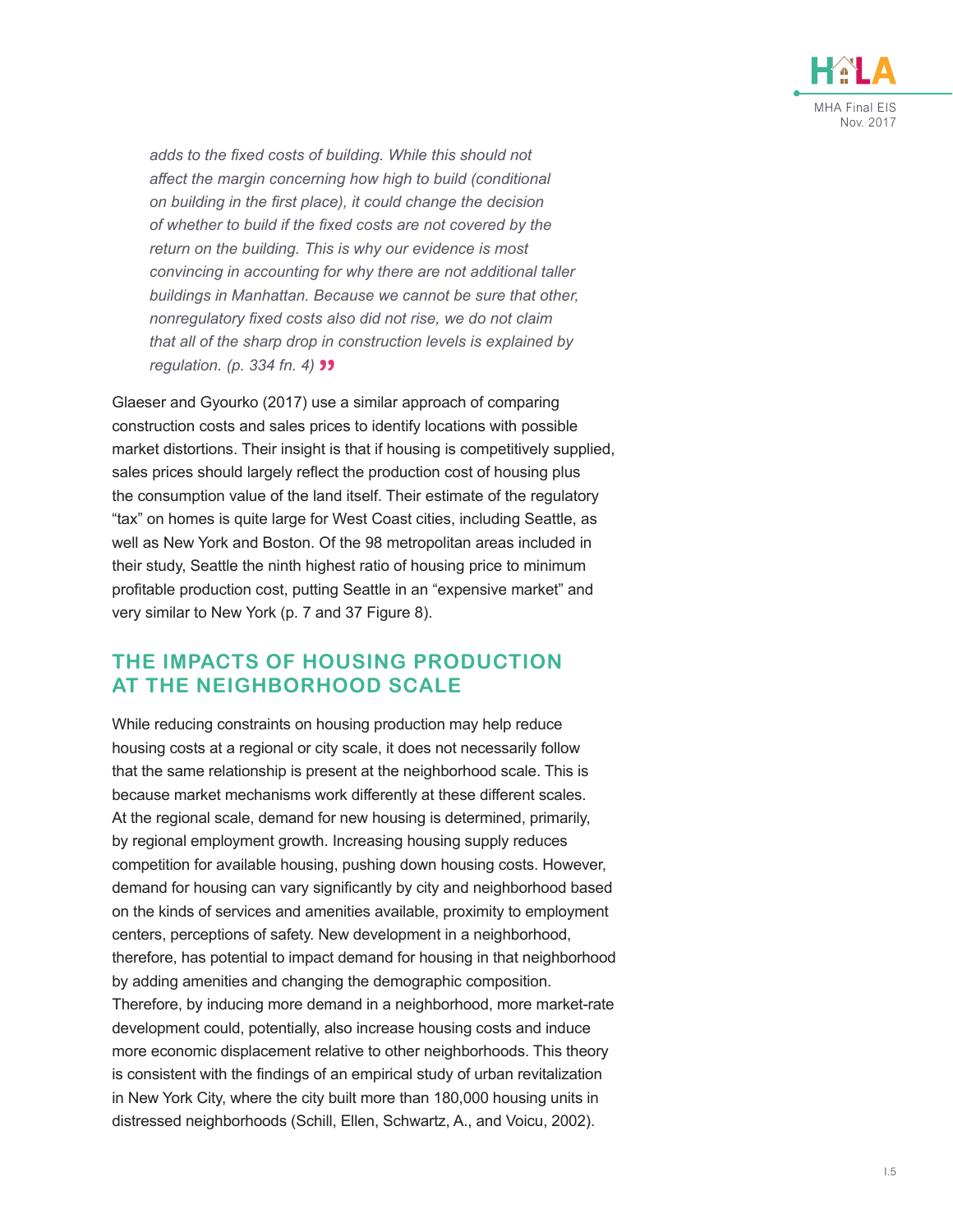*adds to the fixed costs of building. While this should not affect the margin concerning how high to build (conditional on building in the first place), it could change the decision of whether to build if the fixed costs are not covered by the return on the building. This is why our evidence is most convincing in accounting for why there are not additional taller buildings in Manhattan. Because we cannot be sure that other, nonregulatory fixed costs also did not rise, we do not claim that all of the sharp drop in construction levels is explained by regulation. (p. 334 fn. 4)* ”

Glaeser and Gyourko (2017) use a similar approach of comparing construction costs and sales prices to identify locations with possible market distortions. Their insight is that if housing is competitively supplied, sales prices should largely reflect the production cost of housing plus the consumption value of the land itself. Their estimate of the regulatory "tax" on homes is quite large for West Coast cities, including Seattle, as well as New York and Boston. Of the 98 metropolitan areas included in their study, Seattle the ninth highest ratio of housing price to minimum profitable production cost, putting Seattle in an "expensive market" and very similar to New York (p. 7 and 37 Figure 8).

## THE IMPACTS OF HOUSING PRODUCTION AT THE NEIGHBORHOOD SCALE

While reducing constraints on housing production may help reduce housing costs at a regional or city scale, it does not necessarily follow that the same relationship is present at the neighborhood scale. This is because market mechanisms work differently at these different scales. At the regional scale, demand for new housing is determined, primarily, by regional employment growth. Increasing housing supply reduces competition for available housing, pushing down housing costs. However, demand for housing can vary significantly by city and neighborhood based on the kinds of services and amenities available, proximity to employment centers, perceptions of safety. New development in a neighborhood, therefore, has potential to impact demand for housing in that neighborhood by adding amenities and changing the demographic composition. Therefore, by inducing more demand in a neighborhood, more market-rate development could, potentially, also increase housing costs and induce more economic displacement relative to other neighborhoods. This theory is consistent with the findings of an empirical study of urban revitalization in New York City, where the city built more than 180,000 housing units in distressed neighborhoods (Schill, Ellen, Schwartz, A., and Voicu, 2002).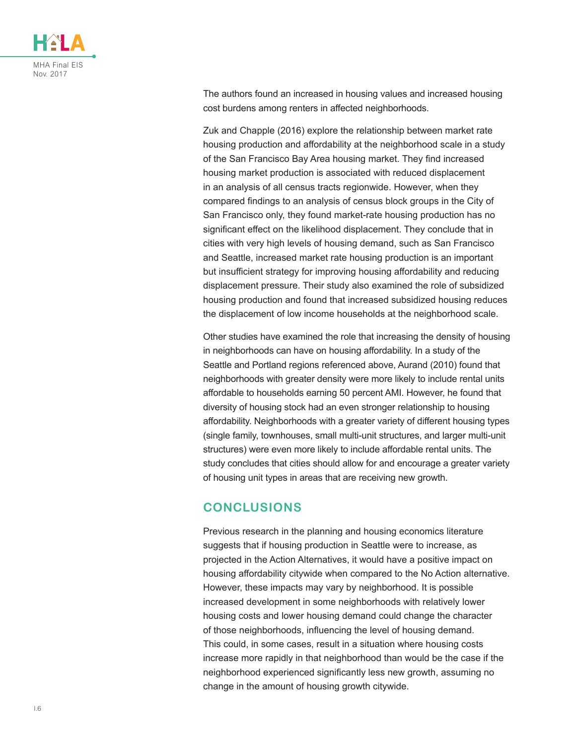The authors found an increased in housing values and increased housing cost burdens among renters in affected neighborhoods.

Zuk and Chapple (2016) explore the relationship between market rate housing production and affordability at the neighborhood scale in a study of the San Francisco Bay Area housing market. They find increased housing market production is associated with reduced displacement in an analysis of all census tracts regionwide. However, when they compared findings to an analysis of census block groups in the City of San Francisco only, they found market-rate housing production has no significant effect on the likelihood displacement. They conclude that in cities with very high levels of housing demand, such as San Francisco and Seattle, increased market rate housing production is an important but insufficient strategy for improving housing affordability and reducing displacement pressure. Their study also examined the role of subsidized housing production and found that increased subsidized housing reduces the displacement of low income households at the neighborhood scale.

Other studies have examined the role that increasing the density of housing in neighborhoods can have on housing affordability. In a study of the Seattle and Portland regions referenced above, Aurand (2010) found that neighborhoods with greater density were more likely to include rental units affordable to households earning 50 percent AMI. However, he found that diversity of housing stock had an even stronger relationship to housing affordability. Neighborhoods with a greater variety of different housing types (single family, townhouses, small multi-unit structures, and larger multi-unit structures) were even more likely to include affordable rental units. The study concludes that cities should allow for and encourage a greater variety of housing unit types in areas that are receiving new growth.

## CONCLUSIONS

Previous research in the planning and housing economics literature suggests that if housing production in Seattle were to increase, as projected in the Action Alternatives, it would have a positive impact on housing affordability citywide when compared to the No Action alternative. However, these impacts may vary by neighborhood. It is possible increased development in some neighborhoods with relatively lower housing costs and lower housing demand could change the character of those neighborhoods, influencing the level of housing demand. This could, in some cases, result in a situation where housing costs increase more rapidly in that neighborhood than would be the case if the neighborhood experienced significantly less new growth, assuming no change in the amount of housing growth citywide.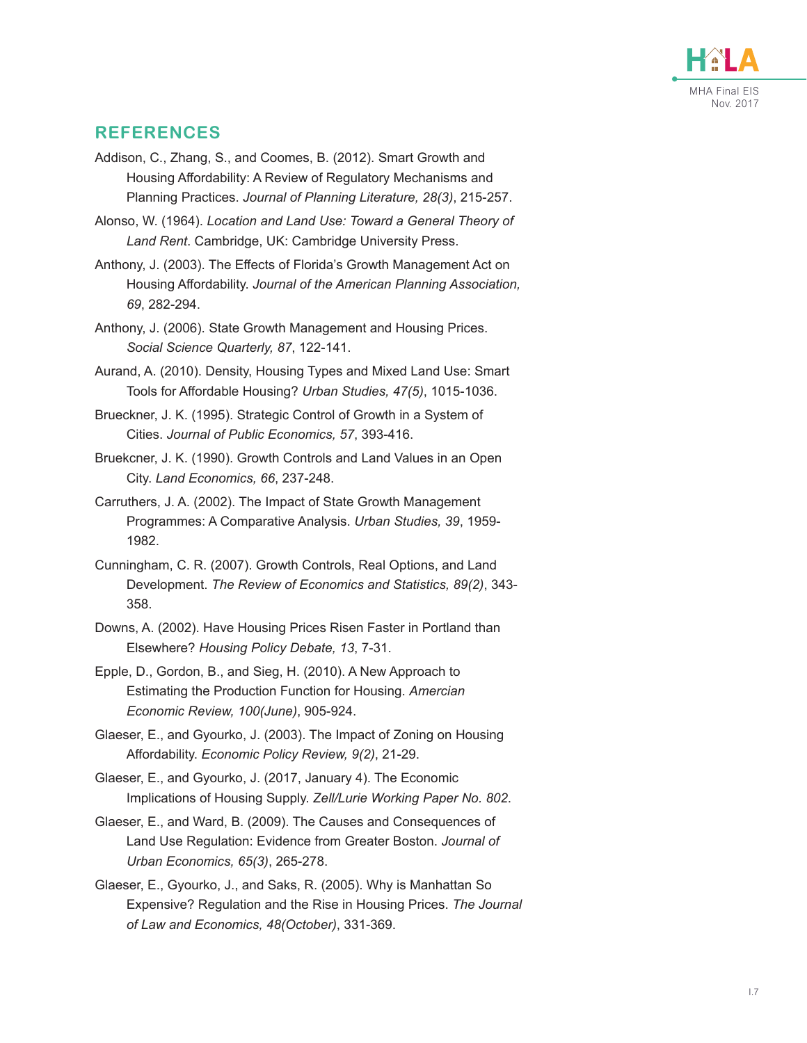## REFERENCES

Addison, C., Zhang, S., and Coomes, B. (2012). Smart Growth and Housing Affordability: A Review of Regulatory Mechanisms and Planning Practices. *Journal of Planning Literature, 28(3)*, 215-257.

Alonso, W. (1964). *Location and Land Use: Toward a General Theory of Land Rent*. Cambridge, UK: Cambridge University Press.

Anthony, J. (2003). The Effects of Florida's Growth Management Act on Housing Affordability. *Journal of the American Planning Association, 69*, 282-294.

Anthony, J. (2006). State Growth Management and Housing Prices. *Social Science Quarterly, 87*, 122-141.

Aurand, A. (2010). Density, Housing Types and Mixed Land Use: Smart Tools for Affordable Housing? *Urban Studies, 47(5)*, 1015-1036.

Brueckner, J. K. (1995). Strategic Control of Growth in a System of Cities. *Journal of Public Economics, 57*, 393-416.

Bruekcner, J. K. (1990). Growth Controls and Land Values in an Open City. *Land Economics, 66*, 237-248.

Carruthers, J. A. (2002). The Impact of State Growth Management Programmes: A Comparative Analysis. *Urban Studies, 39*, 1959-1982.

Cunningham, C. R. (2007). Growth Controls, Real Options, and Land Development. *The Review of Economics and Statistics, 89(2)*, 343-358.

Downs, A. (2002). Have Housing Prices Risen Faster in Portland than Elsewhere? *Housing Policy Debate, 13*, 7-31.

Epple, D., Gordon, B., and Sieg, H. (2010). A New Approach to Estimating the Production Function for Housing. *Amercian Economic Review, 100(June)*, 905-924.

Glaeser, E., and Gyourko, J. (2003). The Impact of Zoning on Housing Affordability. *Economic Policy Review, 9(2)*, 21-29.

Glaeser, E., and Gyourko, J. (2017, January 4). The Economic Implications of Housing Supply. *Zell/Lurie Working Paper No. 802*.

Glaeser, E., and Ward, B. (2009). The Causes and Consequences of Land Use Regulation: Evidence from Greater Boston. *Journal of Urban Economics, 65(3)*, 265-278.

Glaeser, E., Gyourko, J., and Saks, R. (2005). Why is Manhattan So Expensive? Regulation and the Rise in Housing Prices. *The Journal of Law and Economics, 48(October)*, 331-369.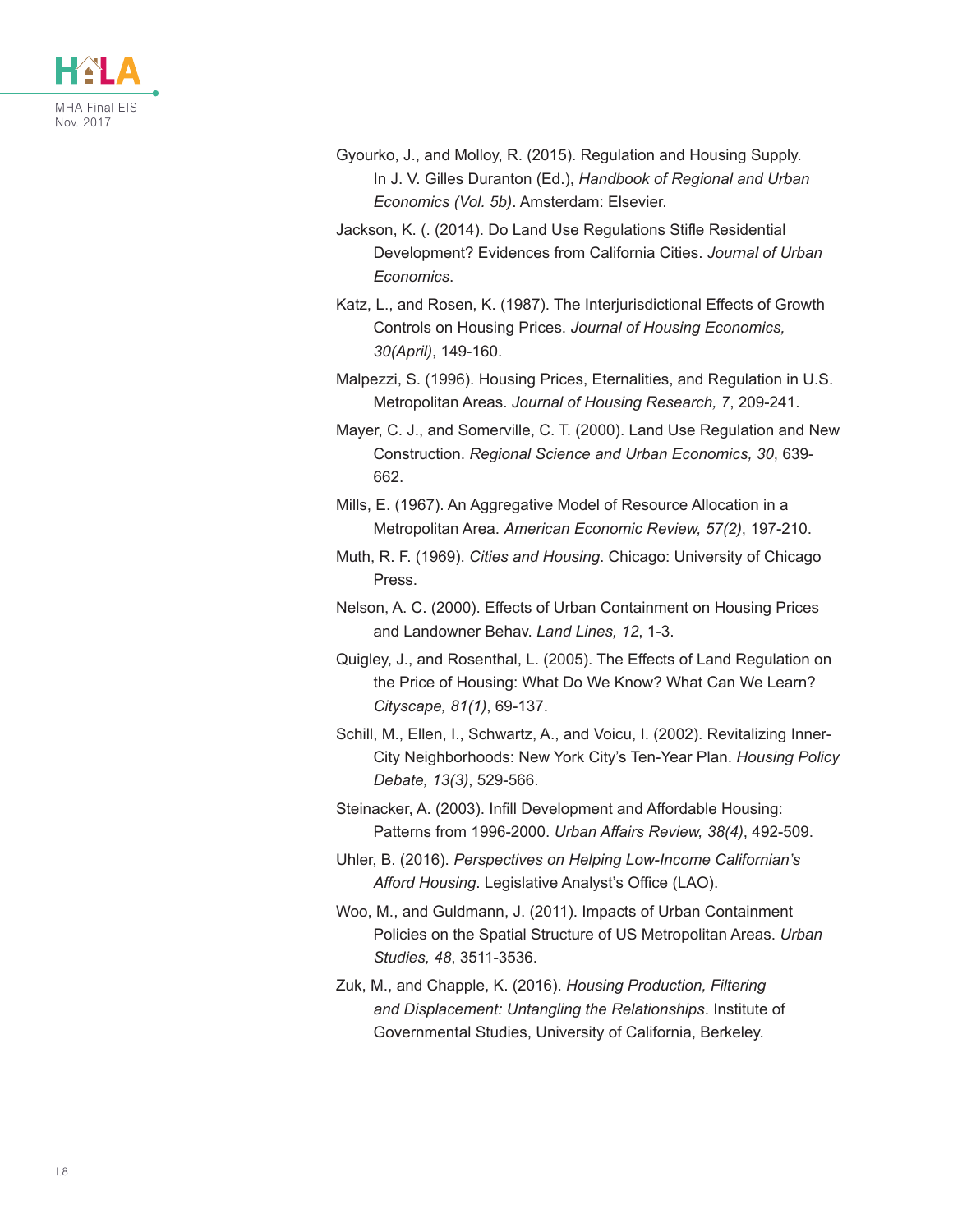Gyourko, J., and Molloy, R. (2015). Regulation and Housing Supply. In J. V. Gilles Duranton (Ed.), *Handbook of Regional and Urban Economics (Vol. 5b)*. Amsterdam: Elsevier.

Jackson, K. (. (2014). Do Land Use Regulations Stifle Residential Development? Evidences from California Cities. *Journal of Urban Economics*.

Katz, L., and Rosen, K. (1987). The Interjurisdictional Effects of Growth Controls on Housing Prices. *Journal of Housing Economics, 30(April)*, 149-160.

Malpezzi, S. (1996). Housing Prices, Eternalities, and Regulation in U.S. Metropolitan Areas. *Journal of Housing Research, 7*, 209-241.

Mayer, C. J., and Somerville, C. T. (2000). Land Use Regulation and New Construction. *Regional Science and Urban Economics, 30*, 639-662.

Mills, E. (1967). An Aggregative Model of Resource Allocation in a Metropolitan Area. *American Economic Review, 57(2)*, 197-210.

Muth, R. F. (1969). *Cities and Housing*. Chicago: University of Chicago Press.

Nelson, A. C. (2000). Effects of Urban Containment on Housing Prices and Landowner Behav. *Land Lines, 12*, 1-3.

Quigley, J., and Rosenthal, L. (2005). The Effects of Land Regulation on the Price of Housing: What Do We Know? What Can We Learn? *Cityscape, 81(1)*, 69-137.

Schill, M., Ellen, I., Schwartz, A., and Voicu, I. (2002). Revitalizing Inner-City Neighborhoods: New York City's Ten-Year Plan. *Housing Policy Debate, 13(3)*, 529-566.

Steinacker, A. (2003). Infill Development and Affordable Housing: Patterns from 1996-2000. *Urban Affairs Review, 38(4)*, 492-509.

Uhler, B. (2016). *Perspectives on Helping Low-Income Californian's Afford Housing*. Legislative Analyst's Office (LAO).

Woo, M., and Guldmann, J. (2011). Impacts of Urban Containment Policies on the Spatial Structure of US Metropolitan Areas. *Urban Studies, 48*, 3511-3536.

Zuk, M., and Chapple, K. (2016). *Housing Production, Filtering and Displacement: Untangling the Relationships*. Institute of Governmental Studies, University of California, Berkeley.